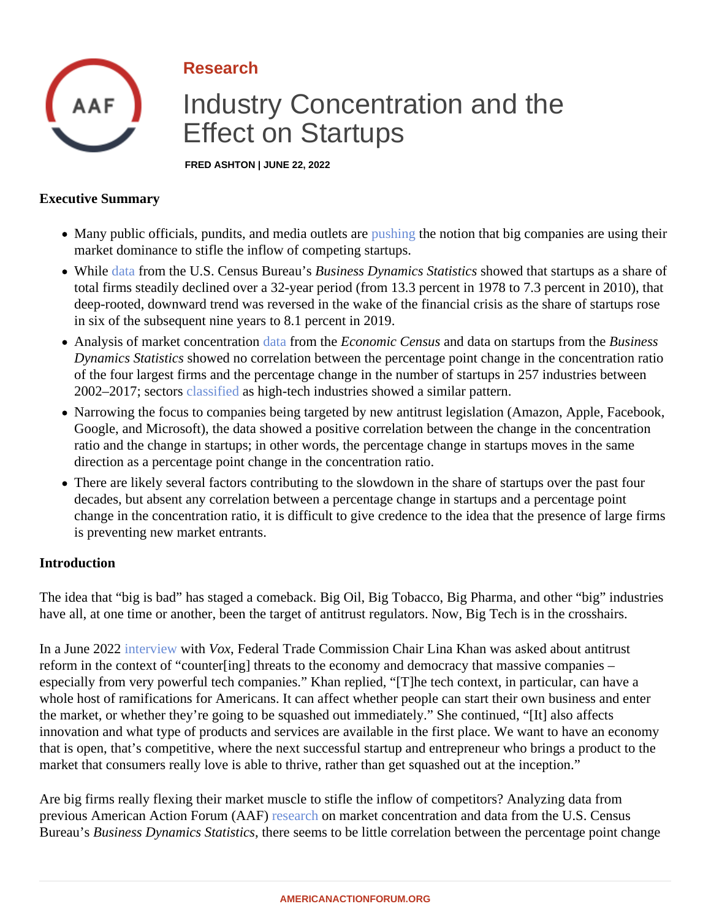Research

# Industry Concentration and the Effect on Startups

FRED ASHTON | JUNE 22, 2022

## Executive Summary

- Many public officials, pundits, and media outlets are pushing the notion that big companies are using their market dominance to stifle the inflow of competing startups.
- While data from the U.S. Census Bureau's *Business Dynamics Statistics* showed that startups as a share of total firms steadily declined over a 32-year period (from 13.3 percent in 1978 to 7.3 percent in 2010), that deep-rooted, downward trend was reversed in the wake of the financial crisis as the share of startups rose in six of the subsequent nine years to 8.1 percent in 2019.
- Analysis of market concentration data from the *Economic Census* and data on startups from the *Business Dynamics Statistics* showed no correlation between the percentage point change in the concentration ratio of the four largest firms and the percentage change in the number of startups in 257 industries between 2002–2017; sectors classified as high-tech industries showed a similar pattern.
- Narrowing the focus to companies being targeted by new antitrust legislation (Amazon, Apple, Facebook, Google, and Microsoft), the data showed a positive correlation between the change in the concentration ratio and the change in startups; in other words, the percentage change in startups moves in the same direction as a percentage point change in the concentration ratio.
- There are likely several factors contributing to the slowdown in the share of startups over the past four decades, but absent any correlation between a percentage change in startups and a percentage point change in the concentration ratio, it is difficult to give credence to the idea that the presence of large firms is preventing new market entrants.

## Introduction

The idea that "big is bad" has staged a comeback. Big Oil, Big Tobacco, Big Pharma, and other "big" industries have all, at one time or another, been the target of antitrust regulators. Now, Big Tech is in the crosshairs.

In a June 2022 interview with *Vox*, Federal Trade Commission Chair Lina Khan was asked about antitrust reform in the context of "counter[ing] threats to the economy and democracy that massive companies – especially from very powerful tech companies." Khan replied, "[T]he tech context, in particular, can have a whole host of ramifications for Americans. It can affect whether people can start their own business and enter the market, or whether they're going to be squashed out immediately." She continued, "[It] also affects innovation and what type of products and services are available in the first place. We want to have an economy that is open, that's competitive, where the next successful startup and entrepreneur who brings a product to the market that consumers really love is able to thrive, rather than get squashed out at the inception."

Are big firms really flexing their market muscle to stifle the inflow of competitors? Analyzing data from previous American Action Forum (AAF) research on market concentration and data from the U.S. Census Bureau's *Business Dynamics Statistics*, there seems to be little correlation between the percentage point change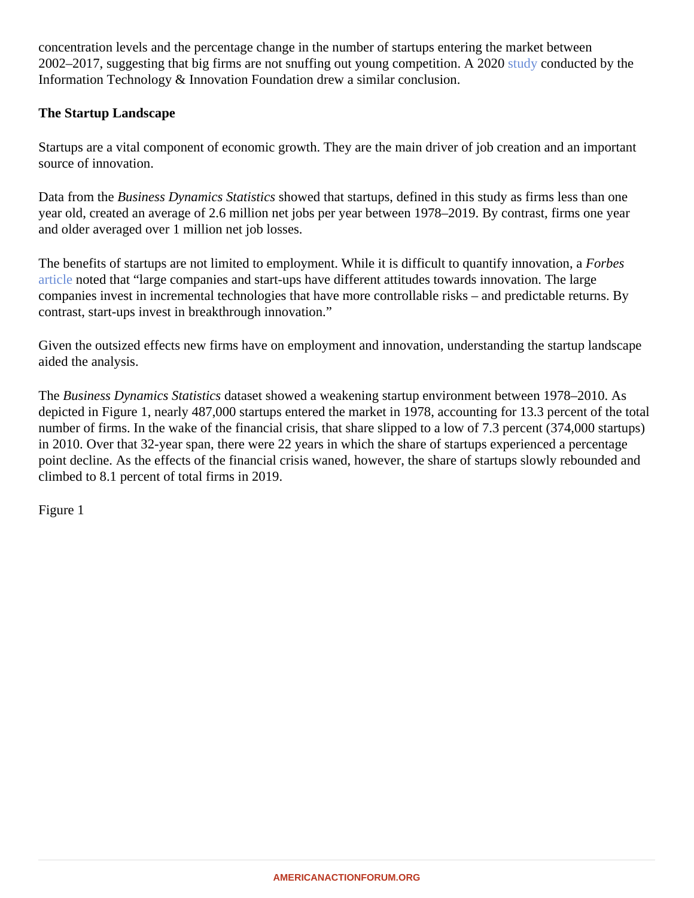concentration levels and the percentage change in the number of startups entering the market between 2002–2017, suggesting that big firms are not snuffing out young competition. A 2020 study conducted by the Information Technology & Innovation Foundation drew a similar conclusion.

**The Startup Landscape**

Startups are a vital component of economic growth. They are the main driver of job creation and an important source of innovation.

Data from the *Business Dynamics Statistics* showed that startups, defined in this study as firms less than one year old, created an average of 2.6 million net jobs per year between 1978–2019. By contrast, firms one year and older averaged over 1 million net job losses.

The benefits of startups are not limited to employment. While it is difficult to quantify innovation, a *Forbes* article noted that "large companies and start-ups have different attitudes towards innovation. The large companies invest in incremental technologies that have more controllable risks – and predictable returns. By contrast, start-ups invest in breakthrough innovation."

Given the outsized effects new firms have on employment and innovation, understanding the startup landscape aided the analysis.

The *Business Dynamics Statistics* dataset showed a weakening startup environment between 1978–2010. As depicted in Figure 1, nearly 487,000 startups entered the market in 1978, accounting for 13.3 percent of the total number of firms. In the wake of the financial crisis, that share slipped to a low of 7.3 percent (374,000 startups) in 2010. Over that 32-year span, there were 22 years in which the share of startups experienced a percentage point decline. As the effects of the financial crisis waned, however, the share of startups slowly rebounded and climbed to 8.1 percent of total firms in 2019.

Figure 1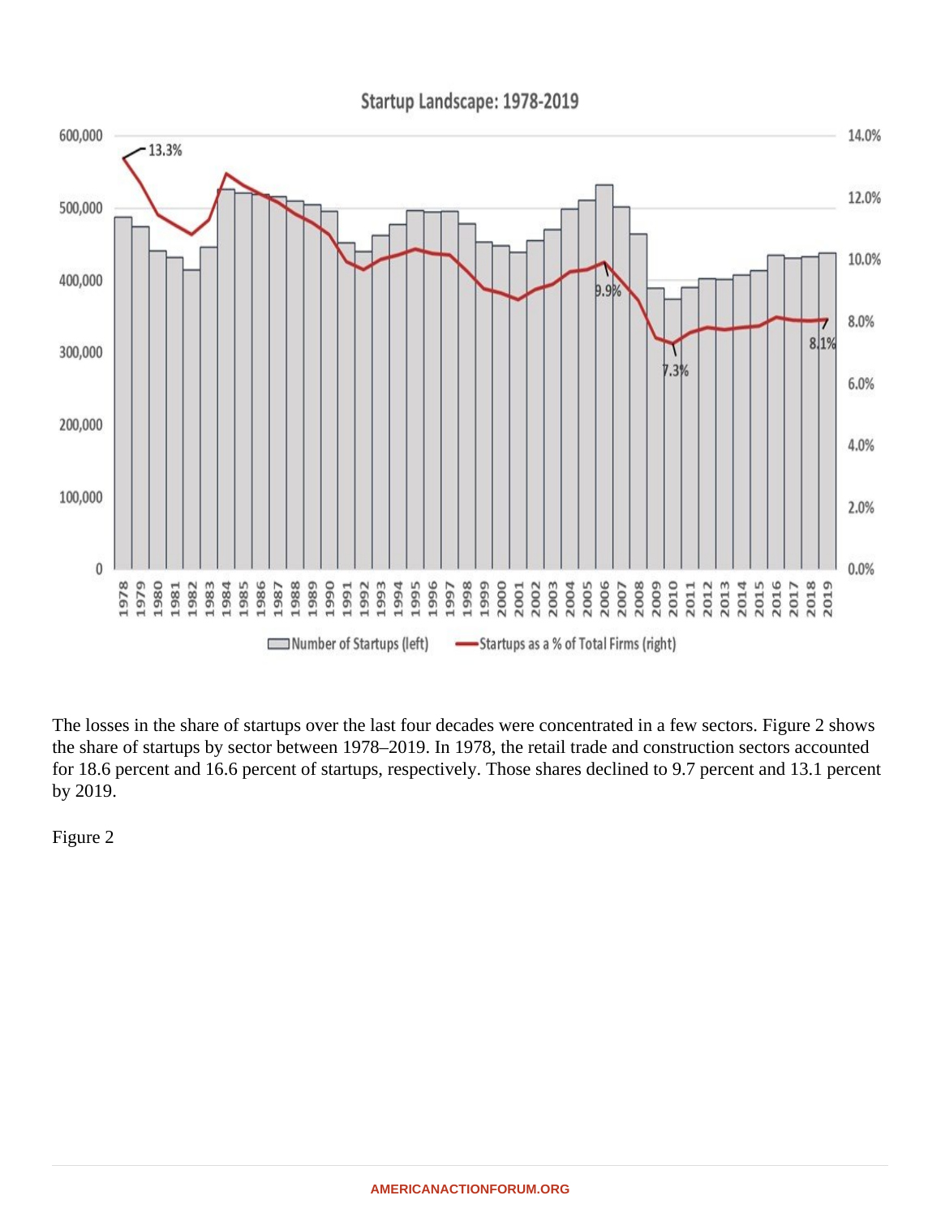The losses in the share of startups over the last four decades were concentrated in a few sectors. Figure 2 shows the share of startups by sector between 1978–2019. In 1978, the retail trade and construction sectors accounted for 18.6 percent and 16.6 percent of startups, respectively. Those shares declined to 9.7 percent and 13.1 percent by 2019.

Figure 2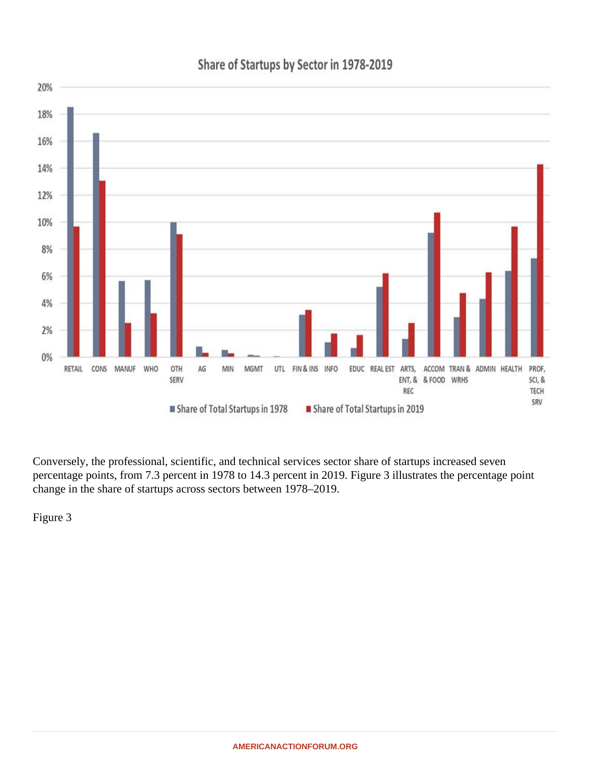Conversely, the professional, scientific, and technical services sector share of startups increased seven percentage points, from 7.3 percent in 1978 to 14.3 percent in 2019. Figure 3 illustrates the percentage point change in the share of startups across sectors between 1978–2019.

Figure 3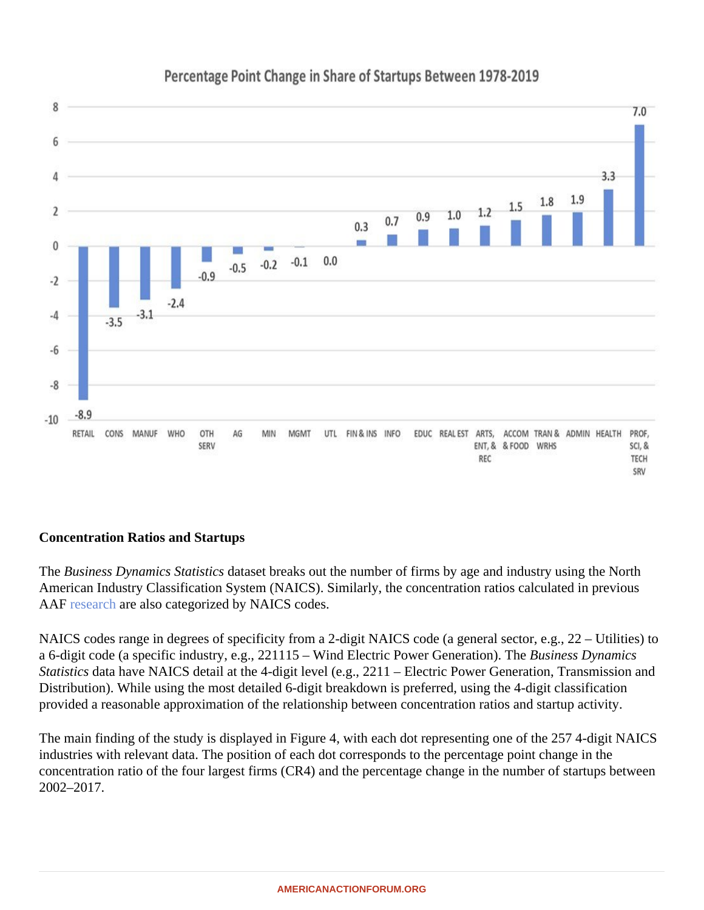**Percentage Point Change in Share of Startups Between 1978-2019**

| Industry | Percentage Point Change |
|---|---|
| RETAIL | -8.9 |
| CONS | -3.5 |
| MANUF | -3.1 |
| WHO | -2.4 |
| OTH SERV | -0.9 |
| AG | -0.5 |
| MIN | -0.2 |
| MGMT | -0.1 |
| UTL | 0.0 |
| FIN & INS | 0.3 |
| INFO | 0.7 |
| EDUC | 0.9 |
| REAL EST | 1.0 |
| ARTS, ENT, & REC | 1.2 |
| ACCOM & FOOD | 1.5 |
| TRAN & WRHS | 1.8 |
| ADMIN | 1.9 |
| HEALTH | 3.3 |
| PROF, SCI, & TECH SRV | 7.0 |

**Concentration Ratios and Startups**

The *Business Dynamics Statistics* dataset breaks out the number of firms by age and industry using the North American Industry Classification System (NAICS). Similarly, the concentration ratios calculated in previous AAF research are also categorized by NAICS codes.

NAICS codes range in degrees of specificity from a 2-digit NAICS code (a general sector, e.g., 22 – Utilities) to a 6-digit code (a specific industry, e.g., 221115 – Wind Electric Power Generation). The *Business Dynamics Statistics* data have NAICS detail at the 4-digit level (e.g., 2211 – Electric Power Generation, Transmission and Distribution). While using the most detailed 6-digit breakdown is preferred, using the 4-digit classification provided a reasonable approximation of the relationship between concentration ratios and startup activity.

The main finding of the study is displayed in Figure 4, with each dot representing one of the 257 4-digit NAICS industries with relevant data. The position of each dot corresponds to the percentage point change in the concentration ratio of the four largest firms (CR4) and the percentage change in the number of startups between 2002–2017.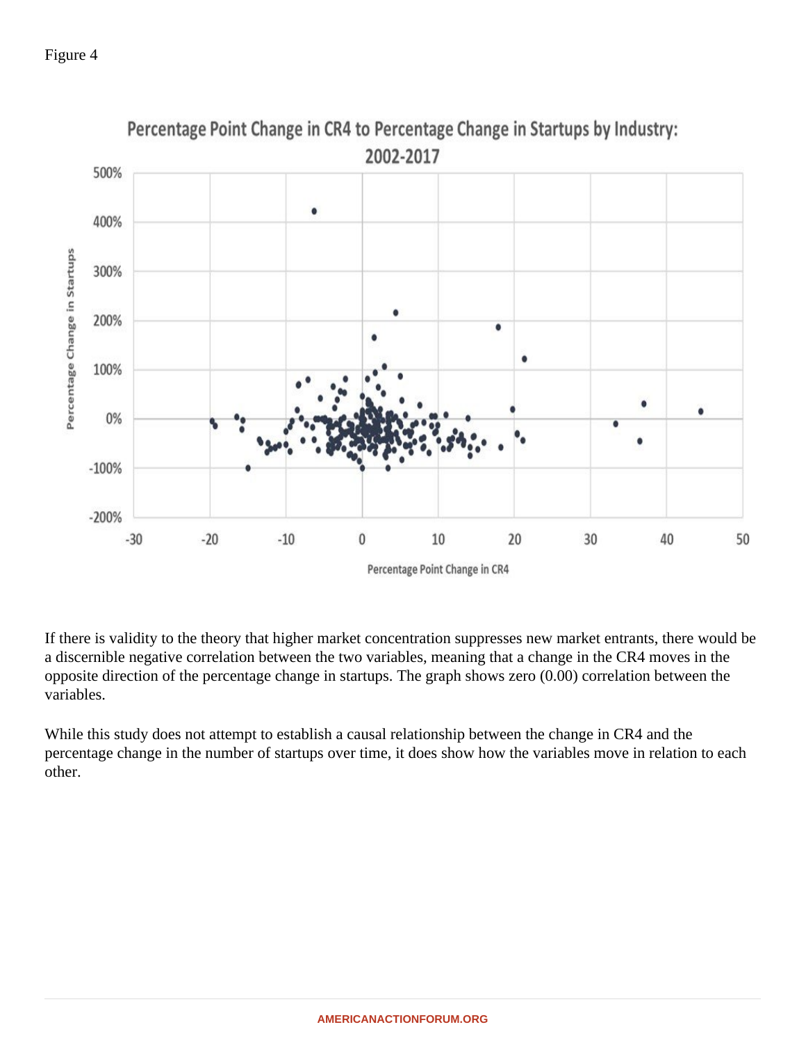Figure 4

If there is validity to the theory that higher market concentration suppresses new market entrants, there would be a discernible negative correlation between the two variables, meaning that a change in the CR4 moves in the opposite direction of the percentage change in startups. The graph shows zero (0.00) correlation between the variables.

While this study does not attempt to establish a causal relationship between the change in CR4 and the percentage change in the number of startups over time, it does show how the variables move in relation to each other.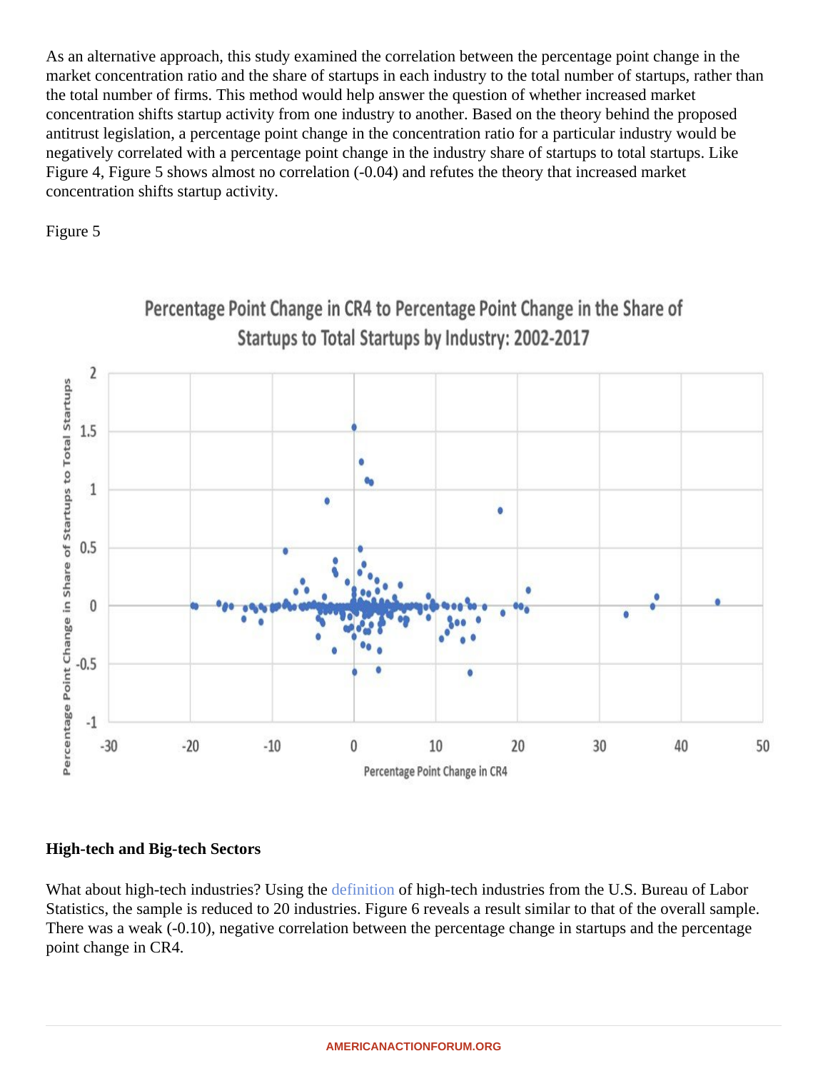As an alternative approach, this study examined the correlation between the percentage point change in the market concentration ratio and the share of startups in each industry to the total number of startups, rather than the total number of firms. This method would help answer the question of whether increased market concentration shifts startup activity from one industry to another. Based on the theory behind the proposed antitrust legislation, a percentage point change in the concentration ratio for a particular industry would be negatively correlated with a percentage point change in the industry share of startups to total startups. Like Figure 4, Figure 5 shows almost no correlation (-0.04) and refutes the theory that increased market concentration shifts startup activity.

Figure 5

Percentage Point Change in CR4 to Percentage Point Change in the Share of Startups to Total Startups by Industry: 2002-2017

### High-tech and Big-tech Sectors

What about high-tech industries? Using the definition of high-tech industries from the U.S. Bureau of Labor Statistics, the sample is reduced to 20 industries. Figure 6 reveals a result similar to that of the overall sample. There was a weak (-0.10), negative correlation between the percentage change in startups and the percentage point change in CR4.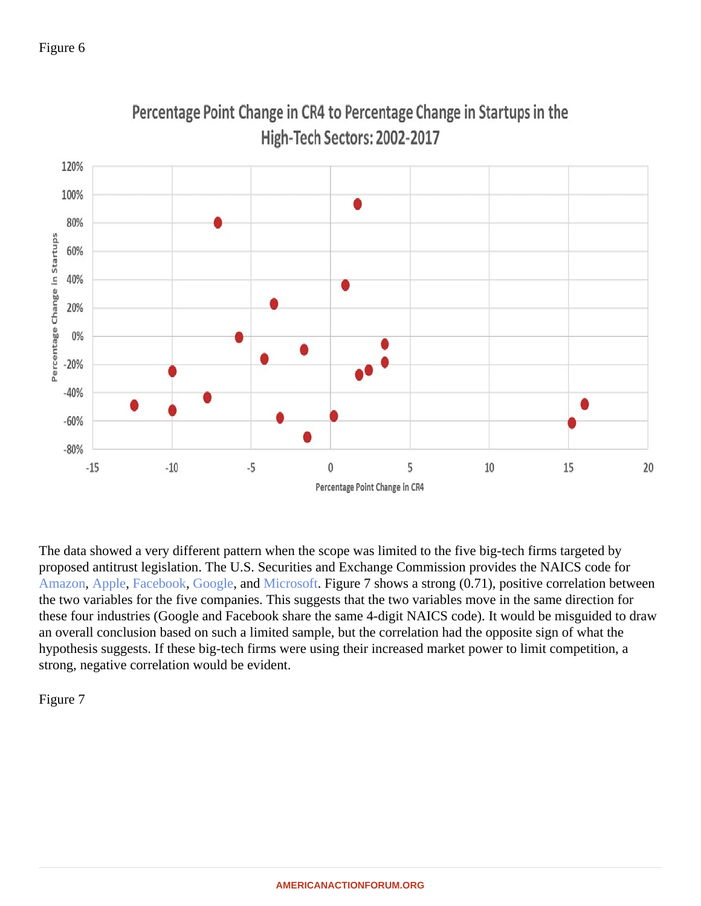Figure 6

The data showed a very different pattern when the scope was limited to the five big-tech firms targeted by proposed antitrust legislation. The U.S. Securities and Exchange Commission provides the NAICS code for Amazon, Apple, Facebook, Google, and Microsoft. Figure 7 shows a strong (0.71), positive correlation between the two variables for the five companies. This suggests that the two variables move in the same direction for these four industries (Google and Facebook share the same 4-digit NAICS code). It would be misguided to draw an overall conclusion based on such a limited sample, but the correlation had the opposite sign of what the hypothesis suggests. If these big-tech firms were using their increased market power to limit competition, a strong, negative correlation would be evident.

Figure 7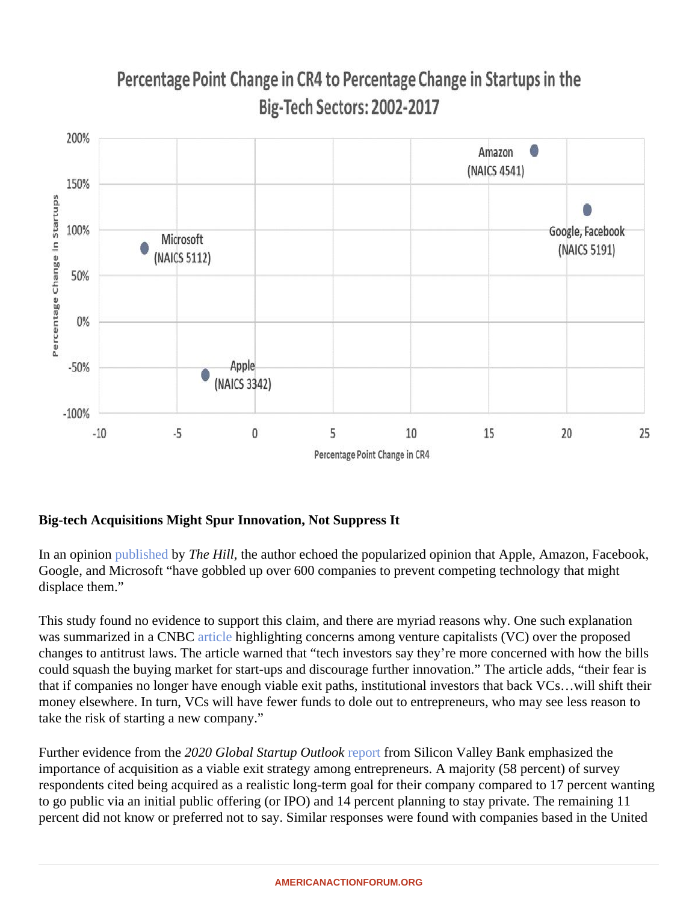Percentage Point Change in CR4 to Percentage Change in Startups in the Big-Tech Sectors: 2002-2017

**Big-tech Acquisitions Might Spur Innovation, Not Suppress It**

In an opinion published by *The Hill*, the author echoed the popularized opinion that Apple, Amazon, Facebook, Google, and Microsoft "have gobbled up over 600 companies to prevent competing technology that might displace them."

This study found no evidence to support this claim, and there are myriad reasons why. One such explanation was summarized in a CNBC article highlighting concerns among venture capitalists (VC) over the proposed changes to antitrust laws. The article warned that "tech investors say they're more concerned with how the bills could squash the buying market for start-ups and discourage further innovation." The article adds, "their fear is that if companies no longer have enough viable exit paths, institutional investors that back VCs…will shift their money elsewhere. In turn, VCs will have fewer funds to dole out to entrepreneurs, who may see less reason to take the risk of starting a new company."

Further evidence from the *2020 Global Startup Outlook* report from Silicon Valley Bank emphasized the importance of acquisition as a viable exit strategy among entrepreneurs. A majority (58 percent) of survey respondents cited being acquired as a realistic long-term goal for their company compared to 17 percent wanting to go public via an initial public offering (or IPO) and 14 percent planning to stay private. The remaining 11 percent did not know or preferred not to say. Similar responses were found with companies based in the United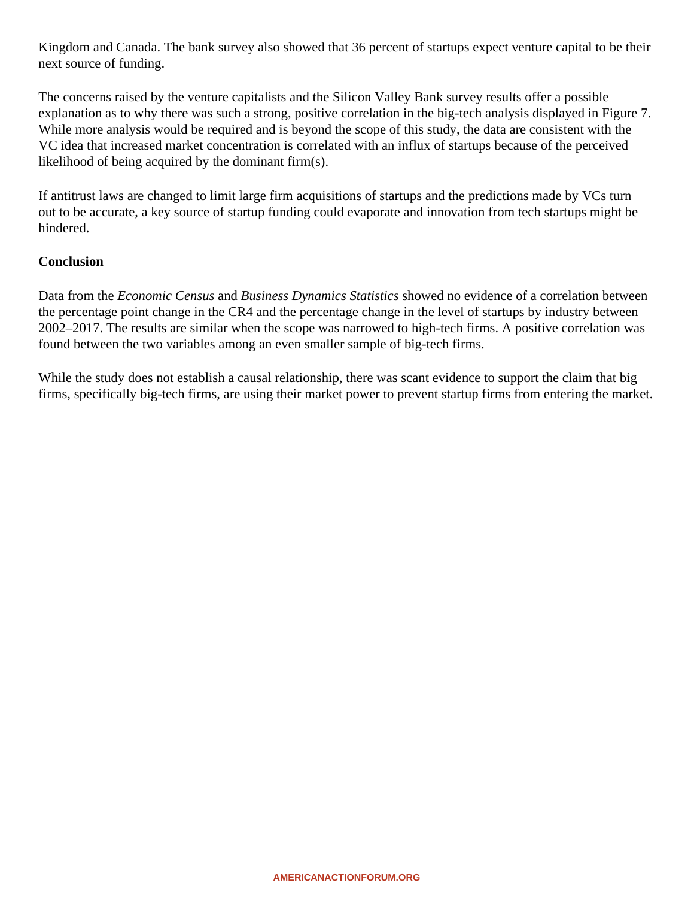Kingdom and Canada. The bank survey also showed that 36 percent of startups expect venture capital to be their next source of funding.

The concerns raised by the venture capitalists and the Silicon Valley Bank survey results offer a possible explanation as to why there was such a strong, positive correlation in the big-tech analysis displayed in Figure 7. While more analysis would be required and is beyond the scope of this study, the data are consistent with the VC idea that increased market concentration is correlated with an influx of startups because of the perceived likelihood of being acquired by the dominant firm(s).

If antitrust laws are changed to limit large firm acquisitions of startups and the predictions made by VCs turn out to be accurate, a key source of startup funding could evaporate and innovation from tech startups might be hindered.

**Conclusion**

Data from the *Economic Census* and *Business Dynamics Statistics* showed no evidence of a correlation between the percentage point change in the CR4 and the percentage change in the level of startups by industry between 2002–2017. The results are similar when the scope was narrowed to high-tech firms. A positive correlation was found between the two variables among an even smaller sample of big-tech firms.

While the study does not establish a causal relationship, there was scant evidence to support the claim that big firms, specifically big-tech firms, are using their market power to prevent startup firms from entering the market.